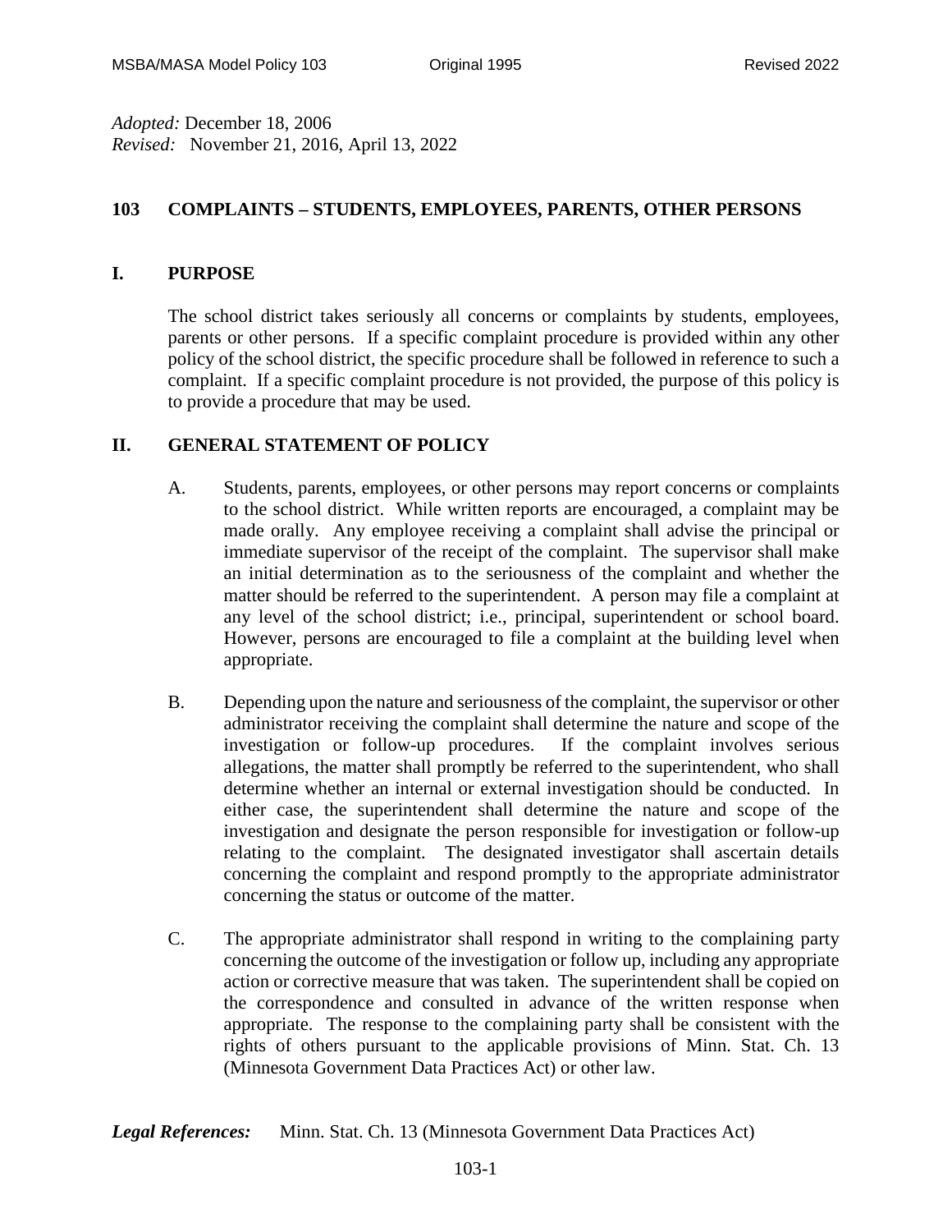*Adopted:* December 18, 2006
*Revised:* November 21, 2016, April 13, 2022

## 103 COMPLAINTS – STUDENTS, EMPLOYEES, PARENTS, OTHER PERSONS

### I. PURPOSE

The school district takes seriously all concerns or complaints by students, employees, parents or other persons. If a specific complaint procedure is provided within any other policy of the school district, the specific procedure shall be followed in reference to such a complaint. If a specific complaint procedure is not provided, the purpose of this policy is to provide a procedure that may be used.

### II. GENERAL STATEMENT OF POLICY

A. Students, parents, employees, or other persons may report concerns or complaints to the school district. While written reports are encouraged, a complaint may be made orally. Any employee receiving a complaint shall advise the principal or immediate supervisor of the receipt of the complaint. The supervisor shall make an initial determination as to the seriousness of the complaint and whether the matter should be referred to the superintendent. A person may file a complaint at any level of the school district; i.e., principal, superintendent or school board. However, persons are encouraged to file a complaint at the building level when appropriate.

B. Depending upon the nature and seriousness of the complaint, the supervisor or other administrator receiving the complaint shall determine the nature and scope of the investigation or follow-up procedures. If the complaint involves serious allegations, the matter shall promptly be referred to the superintendent, who shall determine whether an internal or external investigation should be conducted. In either case, the superintendent shall determine the nature and scope of the investigation and designate the person responsible for investigation or follow-up relating to the complaint. The designated investigator shall ascertain details concerning the complaint and respond promptly to the appropriate administrator concerning the status or outcome of the matter.

C. The appropriate administrator shall respond in writing to the complaining party concerning the outcome of the investigation or follow up, including any appropriate action or corrective measure that was taken. The superintendent shall be copied on the correspondence and consulted in advance of the written response when appropriate. The response to the complaining party shall be consistent with the rights of others pursuant to the applicable provisions of Minn. Stat. Ch. 13 (Minnesota Government Data Practices Act) or other law.

***Legal References:*** Minn. Stat. Ch. 13 (Minnesota Government Data Practices Act)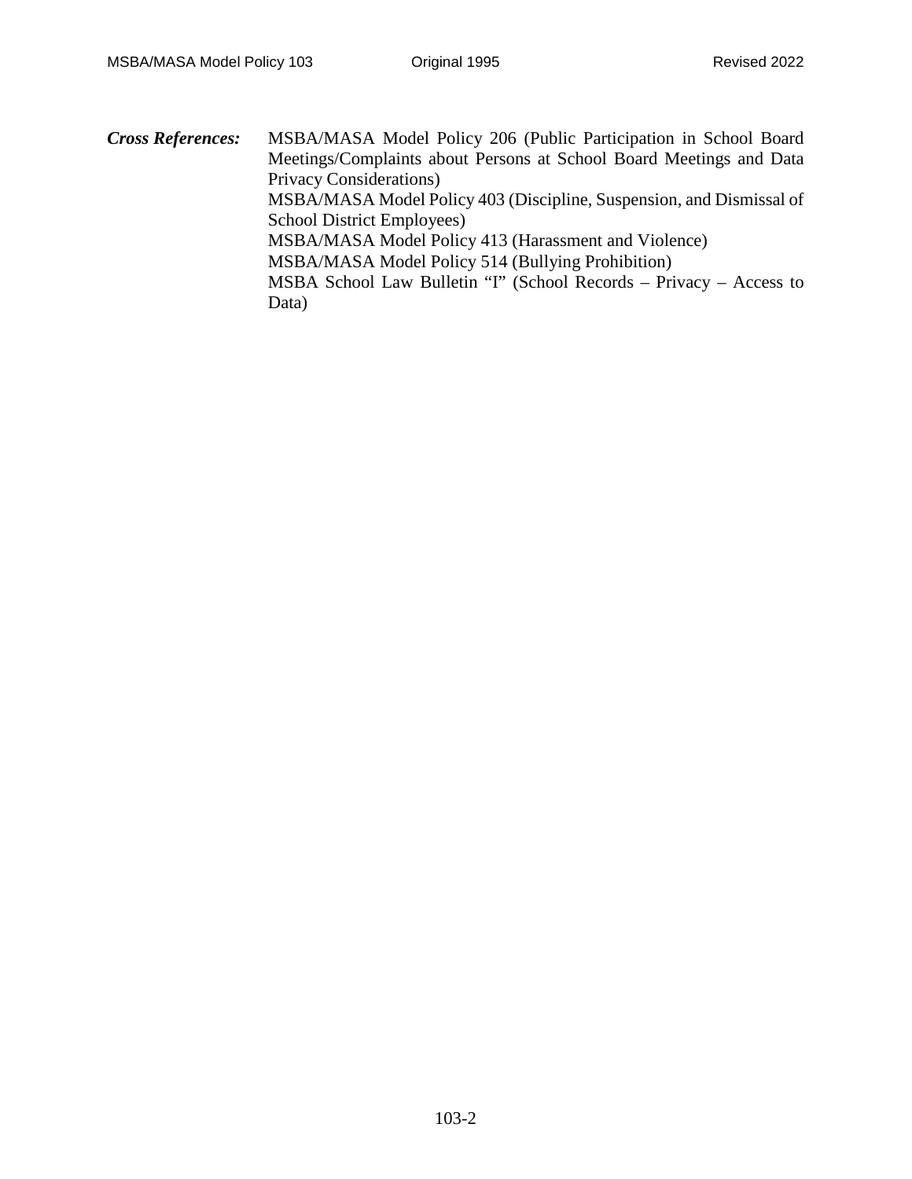***Cross References:*** MSBA/MASA Model Policy 206 (Public Participation in School Board Meetings/Complaints about Persons at School Board Meetings and Data Privacy Considerations)
MSBA/MASA Model Policy 403 (Discipline, Suspension, and Dismissal of School District Employees)
MSBA/MASA Model Policy 413 (Harassment and Violence)
MSBA/MASA Model Policy 514 (Bullying Prohibition)
MSBA School Law Bulletin "I" (School Records – Privacy – Access to Data)